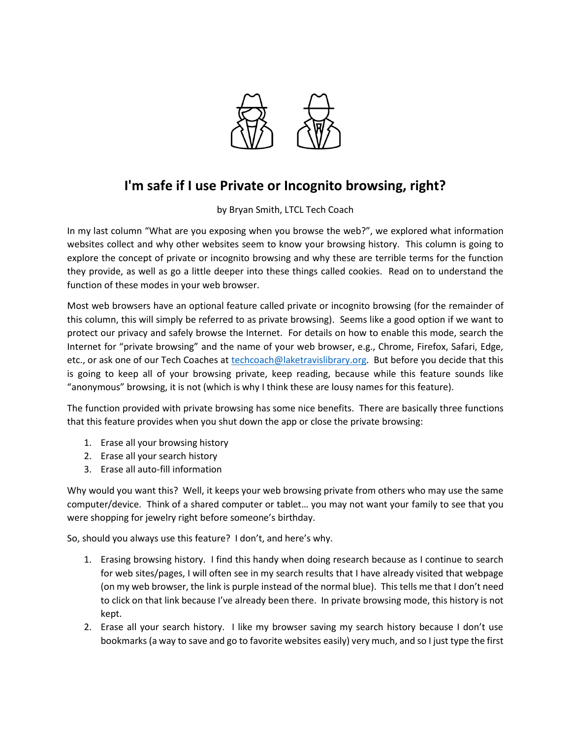# I'm safe if I use Private or Incognito browsing, right?

by Bryan Smith, LTCL Tech Coach

In my last column "What are you exposing when you browse the web?", we explored what information websites collect and why other websites seem to know your browsing history. This column is going to explore the concept of private or incognito browsing and why these are terrible terms for the function they provide, as well as go a little deeper into these things called cookies. Read on to understand the function of these modes in your web browser.

Most web browsers have an optional feature called private or incognito browsing (for the remainder of this column, this will simply be referred to as private browsing). Seems like a good option if we want to protect our privacy and safely browse the Internet. For details on how to enable this mode, search the Internet for "private browsing" and the name of your web browser, e.g., Chrome, Firefox, Safari, Edge, etc., or ask one of our Tech Coaches at [techcoach@laketravislibrary.org](mailto:techcoach@laketravislibrary.org). But before you decide that this is going to keep all of your browsing private, keep reading, because while this feature sounds like "anonymous" browsing, it is not (which is why I think these are lousy names for this feature).

The function provided with private browsing has some nice benefits. There are basically three functions that this feature provides when you shut down the app or close the private browsing:

1. Erase all your browsing history
2. Erase all your search history
3. Erase all auto-fill information

Why would you want this? Well, it keeps your web browsing private from others who may use the same computer/device. Think of a shared computer or tablet… you may not want your family to see that you were shopping for jewelry right before someone's birthday.

So, should you always use this feature? I don't, and here's why.

1. Erasing browsing history. I find this handy when doing research because as I continue to search for web sites/pages, I will often see in my search results that I have already visited that webpage (on my web browser, the link is purple instead of the normal blue). This tells me that I don't need to click on that link because I've already been there. In private browsing mode, this history is not kept.
2. Erase all your search history. I like my browser saving my search history because I don't use bookmarks (a way to save and go to favorite websites easily) very much, and so I just type the first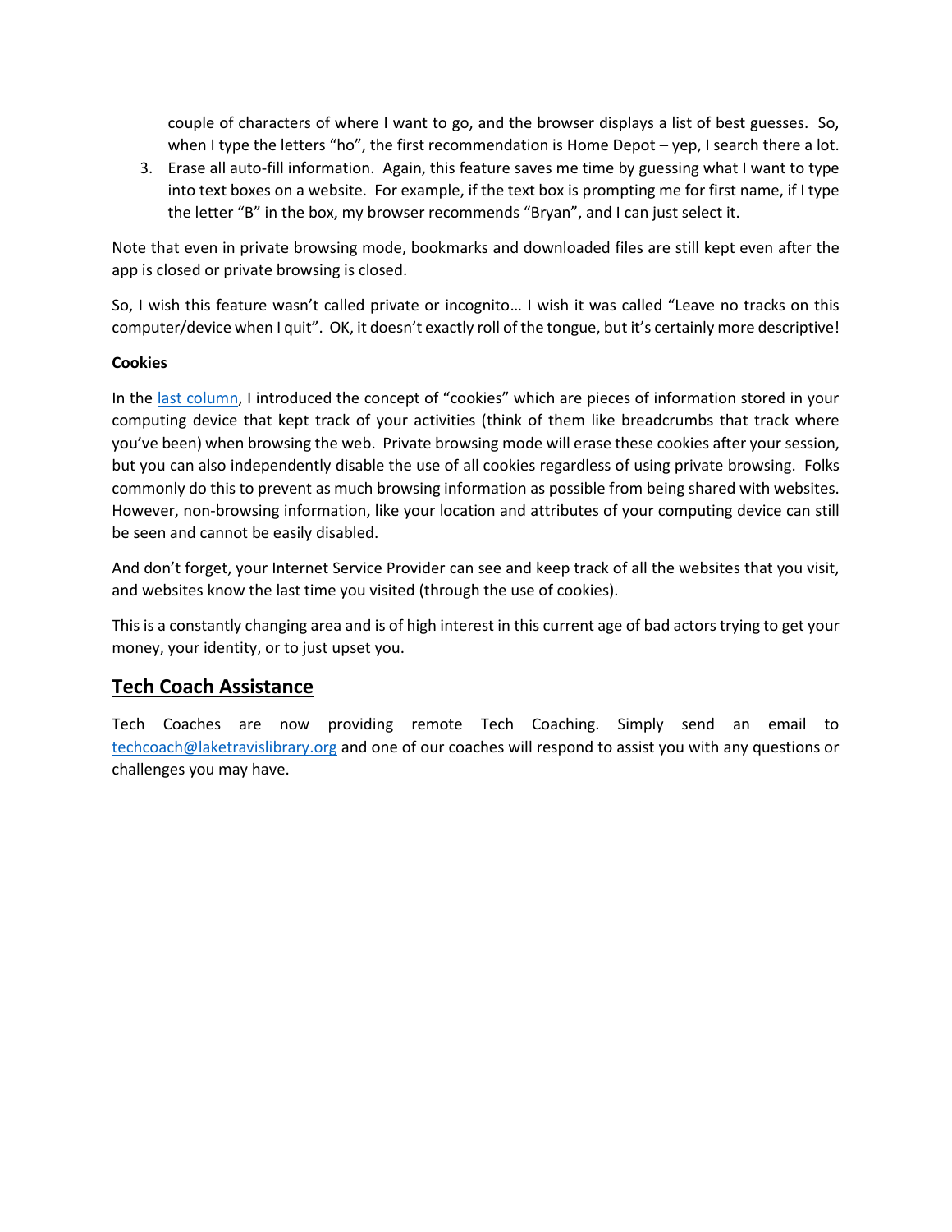couple of characters of where I want to go, and the browser displays a list of best guesses. So, when I type the letters "ho", the first recommendation is Home Depot – yep, I search there a lot.

3. Erase all auto-fill information. Again, this feature saves me time by guessing what I want to type into text boxes on a website. For example, if the text box is prompting me for first name, if I type the letter "B" in the box, my browser recommends "Bryan", and I can just select it.

Note that even in private browsing mode, bookmarks and downloaded files are still kept even after the app is closed or private browsing is closed.

So, I wish this feature wasn't called private or incognito… I wish it was called "Leave no tracks on this computer/device when I quit". OK, it doesn't exactly roll of the tongue, but it's certainly more descriptive!

**Cookies**

In the [last column](), I introduced the concept of "cookies" which are pieces of information stored in your computing device that kept track of your activities (think of them like breadcrumbs that track where you've been) when browsing the web. Private browsing mode will erase these cookies after your session, but you can also independently disable the use of all cookies regardless of using private browsing. Folks commonly do this to prevent as much browsing information as possible from being shared with websites. However, non-browsing information, like your location and attributes of your computing device can still be seen and cannot be easily disabled.

And don't forget, your Internet Service Provider can see and keep track of all the websites that you visit, and websites know the last time you visited (through the use of cookies).

This is a constantly changing area and is of high interest in this current age of bad actors trying to get your money, your identity, or to just upset you.

## Tech Coach Assistance

Tech Coaches are now providing remote Tech Coaching. Simply send an email to techcoach@laketravislibrary.org and one of our coaches will respond to assist you with any questions or challenges you may have.